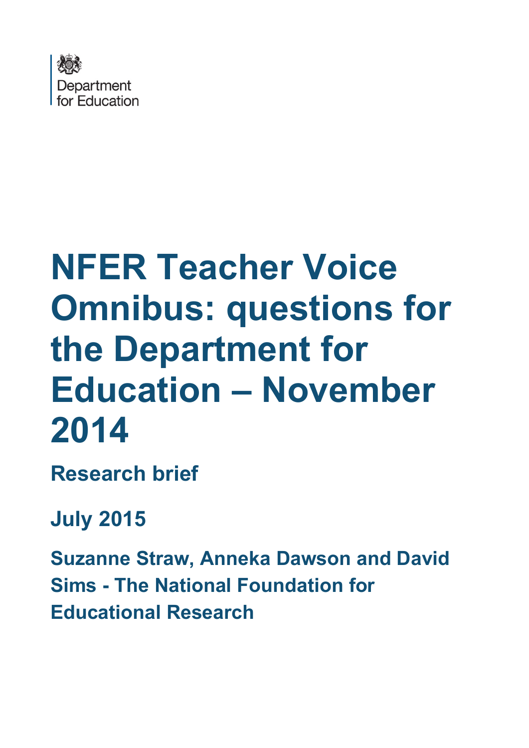Department for Education

# NFER Teacher Voice Omnibus: questions for the Department for Education – November 2014

## Research brief

## July 2015

### Suzanne Straw, Anneka Dawson and David Sims - The National Foundation for Educational Research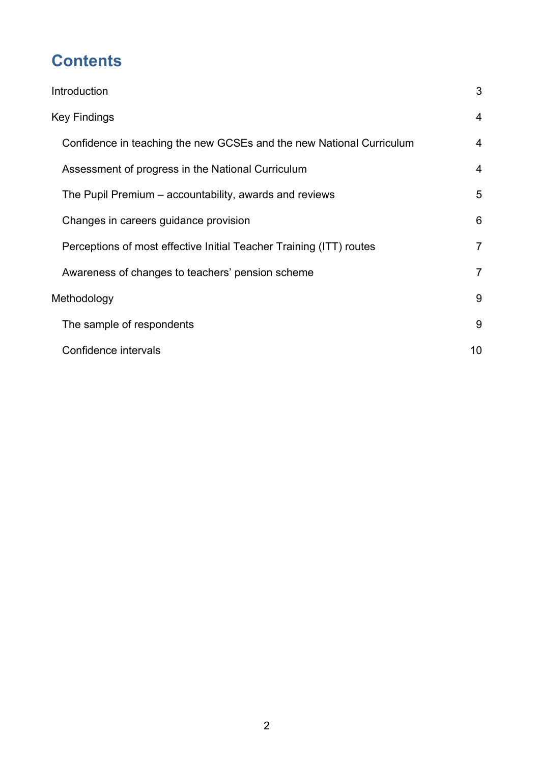# Contents

Introduction 3

Key Findings 4

- Confidence in teaching the new GCSEs and the new National Curriculum 4
- Assessment of progress in the National Curriculum 4
- The Pupil Premium – accountability, awards and reviews 5
- Changes in careers guidance provision 6
- Perceptions of most effective Initial Teacher Training (ITT) routes 7
- Awareness of changes to teachers' pension scheme 7

Methodology 9

- The sample of respondents 9
- Confidence intervals 10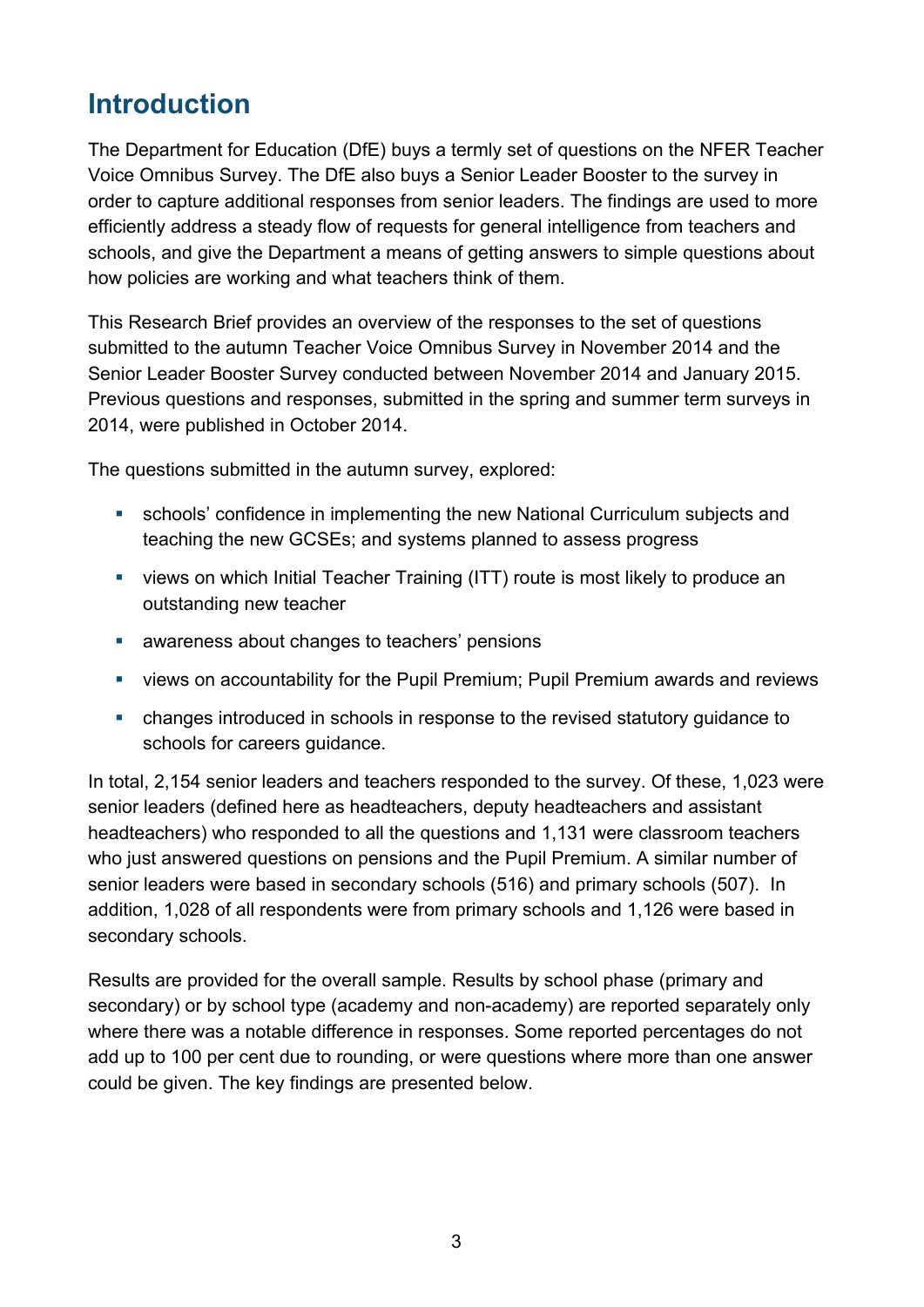## Introduction

The Department for Education (DfE) buys a termly set of questions on the NFER Teacher Voice Omnibus Survey. The DfE also buys a Senior Leader Booster to the survey in order to capture additional responses from senior leaders. The findings are used to more efficiently address a steady flow of requests for general intelligence from teachers and schools, and give the Department a means of getting answers to simple questions about how policies are working and what teachers think of them.

This Research Brief provides an overview of the responses to the set of questions submitted to the autumn Teacher Voice Omnibus Survey in November 2014 and the Senior Leader Booster Survey conducted between November 2014 and January 2015. Previous questions and responses, submitted in the spring and summer term surveys in 2014, were published in October 2014.

The questions submitted in the autumn survey, explored:

- schools' confidence in implementing the new National Curriculum subjects and teaching the new GCSEs; and systems planned to assess progress
- views on which Initial Teacher Training (ITT) route is most likely to produce an outstanding new teacher
- awareness about changes to teachers' pensions
- views on accountability for the Pupil Premium; Pupil Premium awards and reviews
- changes introduced in schools in response to the revised statutory guidance to schools for careers guidance.

In total, 2,154 senior leaders and teachers responded to the survey. Of these, 1,023 were senior leaders (defined here as headteachers, deputy headteachers and assistant headteachers) who responded to all the questions and 1,131 were classroom teachers who just answered questions on pensions and the Pupil Premium. A similar number of senior leaders were based in secondary schools (516) and primary schools (507). In addition, 1,028 of all respondents were from primary schools and 1,126 were based in secondary schools.

Results are provided for the overall sample. Results by school phase (primary and secondary) or by school type (academy and non-academy) are reported separately only where there was a notable difference in responses. Some reported percentages do not add up to 100 per cent due to rounding, or were questions where more than one answer could be given. The key findings are presented below.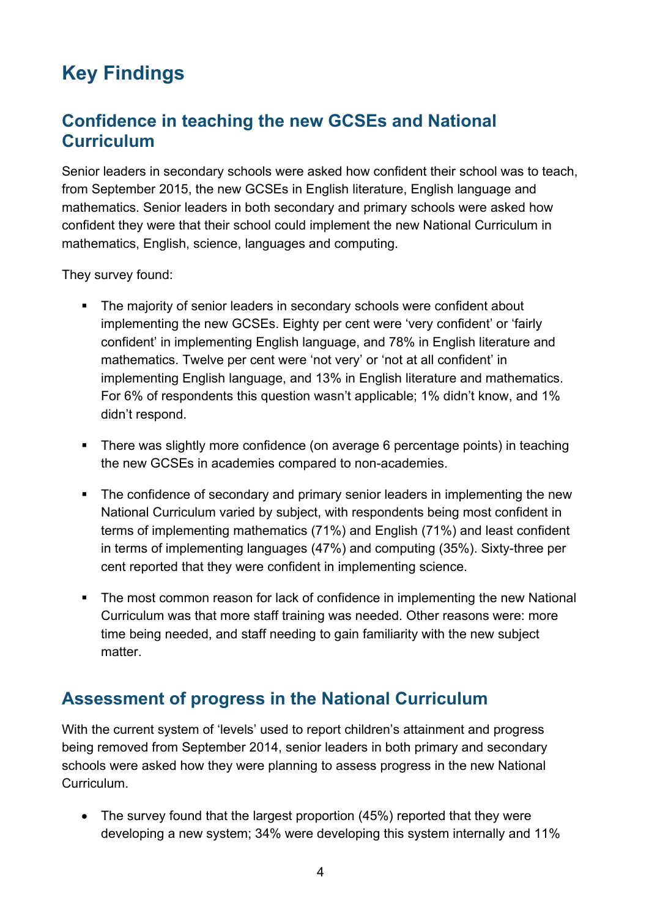# Key Findings

## Confidence in teaching the new GCSEs and National Curriculum

Senior leaders in secondary schools were asked how confident their school was to teach, from September 2015, the new GCSEs in English literature, English language and mathematics. Senior leaders in both secondary and primary schools were asked how confident they were that their school could implement the new National Curriculum in mathematics, English, science, languages and computing.

They survey found:

- The majority of senior leaders in secondary schools were confident about implementing the new GCSEs. Eighty per cent were 'very confident' or 'fairly confident' in implementing English language, and 78% in English literature and mathematics. Twelve per cent were 'not very' or 'not at all confident' in implementing English language, and 13% in English literature and mathematics. For 6% of respondents this question wasn't applicable; 1% didn't know, and 1% didn't respond.
- There was slightly more confidence (on average 6 percentage points) in teaching the new GCSEs in academies compared to non-academies.
- The confidence of secondary and primary senior leaders in implementing the new National Curriculum varied by subject, with respondents being most confident in terms of implementing mathematics (71%) and English (71%) and least confident in terms of implementing languages (47%) and computing (35%). Sixty-three per cent reported that they were confident in implementing science.
- The most common reason for lack of confidence in implementing the new National Curriculum was that more staff training was needed. Other reasons were: more time being needed, and staff needing to gain familiarity with the new subject matter.

## Assessment of progress in the National Curriculum

With the current system of 'levels' used to report children's attainment and progress being removed from September 2014, senior leaders in both primary and secondary schools were asked how they were planning to assess progress in the new National Curriculum.

- The survey found that the largest proportion (45%) reported that they were developing a new system; 34% were developing this system internally and 11%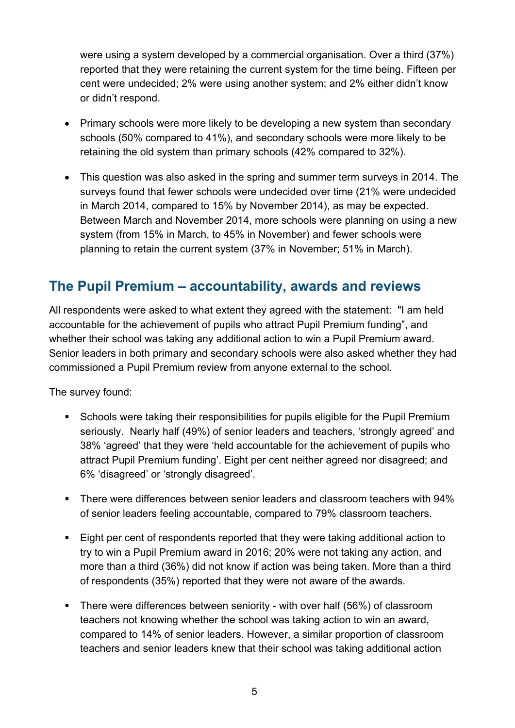were using a system developed by a commercial organisation. Over a third (37%) reported that they were retaining the current system for the time being. Fifteen per cent were undecided; 2% were using another system; and 2% either didn't know or didn't respond.

- Primary schools were more likely to be developing a new system than secondary schools (50% compared to 41%), and secondary schools were more likely to be retaining the old system than primary schools (42% compared to 32%).
- This question was also asked in the spring and summer term surveys in 2014. The surveys found that fewer schools were undecided over time (21% were undecided in March 2014, compared to 15% by November 2014), as may be expected. Between March and November 2014, more schools were planning on using a new system (from 15% in March, to 45% in November) and fewer schools were planning to retain the current system (37% in November; 51% in March).

## The Pupil Premium – accountability, awards and reviews

All respondents were asked to what extent they agreed with the statement: "I am held accountable for the achievement of pupils who attract Pupil Premium funding", and whether their school was taking any additional action to win a Pupil Premium award. Senior leaders in both primary and secondary schools were also asked whether they had commissioned a Pupil Premium review from anyone external to the school.

The survey found:

- Schools were taking their responsibilities for pupils eligible for the Pupil Premium seriously. Nearly half (49%) of senior leaders and teachers, 'strongly agreed' and 38% 'agreed' that they were 'held accountable for the achievement of pupils who attract Pupil Premium funding'. Eight per cent neither agreed nor disagreed; and 6% 'disagreed' or 'strongly disagreed'.
- There were differences between senior leaders and classroom teachers with 94% of senior leaders feeling accountable, compared to 79% classroom teachers.
- Eight per cent of respondents reported that they were taking additional action to try to win a Pupil Premium award in 2016; 20% were not taking any action, and more than a third (36%) did not know if action was being taken. More than a third of respondents (35%) reported that they were not aware of the awards.
- There were differences between seniority - with over half (56%) of classroom teachers not knowing whether the school was taking action to win an award, compared to 14% of senior leaders. However, a similar proportion of classroom teachers and senior leaders knew that their school was taking additional action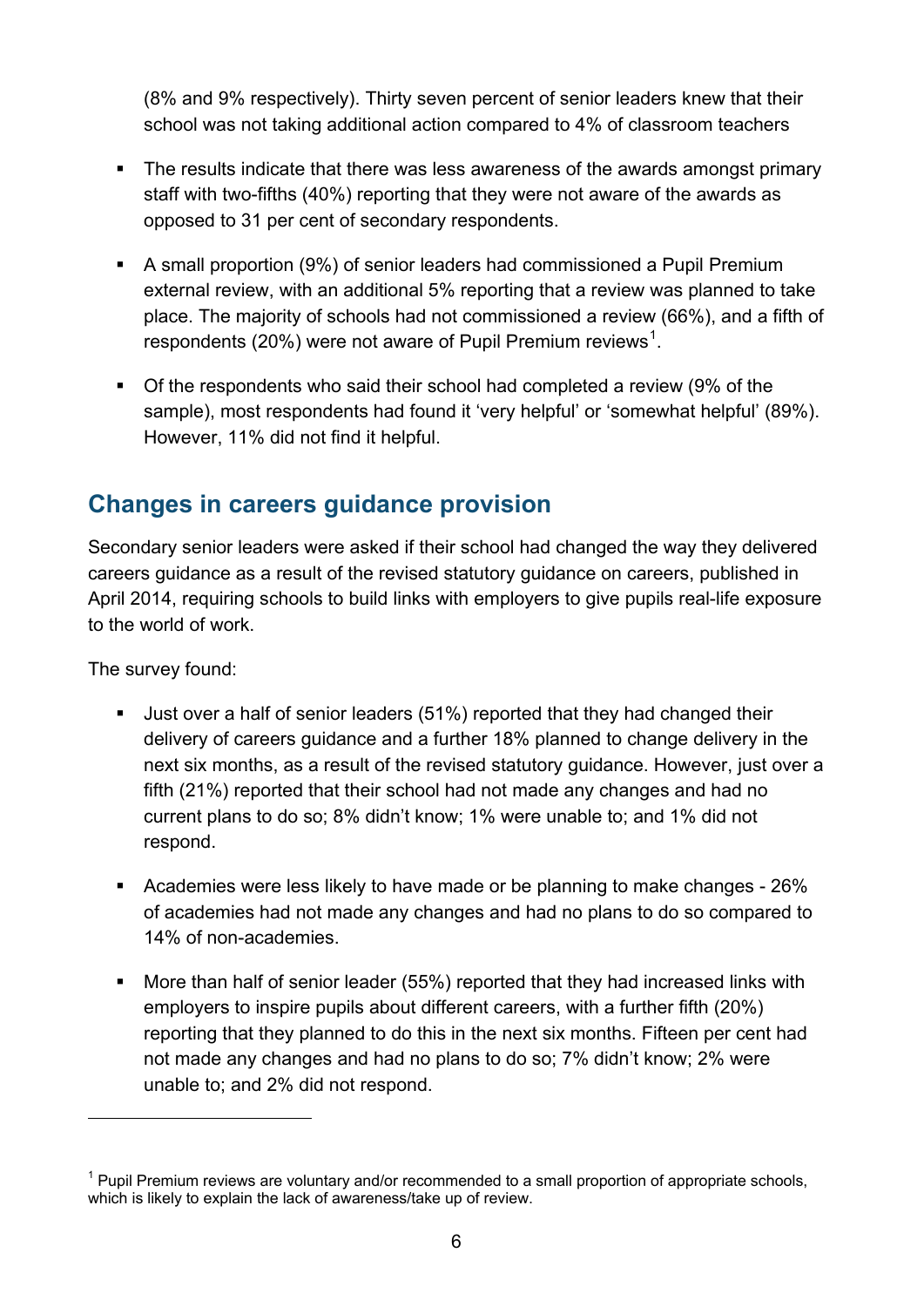(8% and 9% respectively). Thirty seven percent of senior leaders knew that their school was not taking additional action compared to 4% of classroom teachers

- The results indicate that there was less awareness of the awards amongst primary staff with two-fifths (40%) reporting that they were not aware of the awards as opposed to 31 per cent of secondary respondents.
- A small proportion (9%) of senior leaders had commissioned a Pupil Premium external review, with an additional 5% reporting that a review was planned to take place. The majority of schools had not commissioned a review (66%), and a fifth of respondents (20%) were not aware of Pupil Premium reviews[1].
- Of the respondents who said their school had completed a review (9% of the sample), most respondents had found it 'very helpful' or 'somewhat helpful' (89%). However, 11% did not find it helpful.

## Changes in careers guidance provision

Secondary senior leaders were asked if their school had changed the way they delivered careers guidance as a result of the revised statutory guidance on careers, published in April 2014, requiring schools to build links with employers to give pupils real-life exposure to the world of work.

The survey found:

- Just over a half of senior leaders (51%) reported that they had changed their delivery of careers guidance and a further 18% planned to change delivery in the next six months, as a result of the revised statutory guidance. However, just over a fifth (21%) reported that their school had not made any changes and had no current plans to do so; 8% didn't know; 1% were unable to; and 1% did not respond.
- Academies were less likely to have made or be planning to make changes - 26% of academies had not made any changes and had no plans to do so compared to 14% of non-academies.
- More than half of senior leader (55%) reported that they had increased links with employers to inspire pupils about different careers, with a further fifth (20%) reporting that they planned to do this in the next six months. Fifteen per cent had not made any changes and had no plans to do so; 7% didn't know; 2% were unable to; and 2% did not respond.

[1] Pupil Premium reviews are voluntary and/or recommended to a small proportion of appropriate schools, which is likely to explain the lack of awareness/take up of review.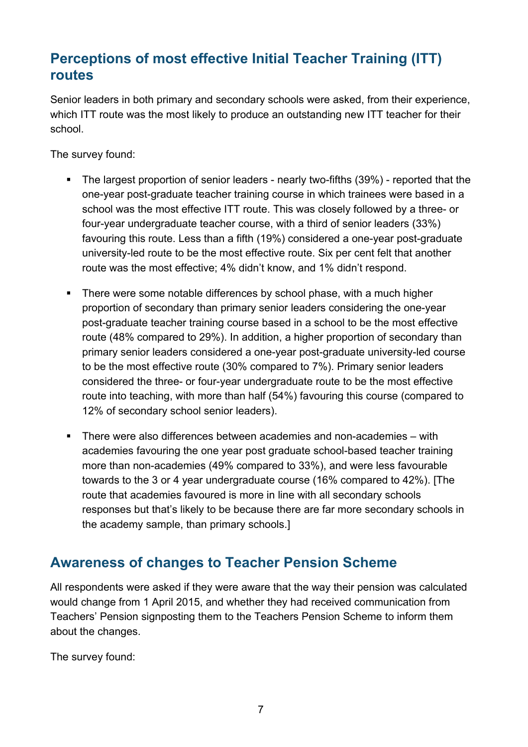## Perceptions of most effective Initial Teacher Training (ITT) routes

Senior leaders in both primary and secondary schools were asked, from their experience, which ITT route was the most likely to produce an outstanding new ITT teacher for their school.

The survey found:

- The largest proportion of senior leaders - nearly two-fifths (39%) - reported that the one-year post-graduate teacher training course in which trainees were based in a school was the most effective ITT route. This was closely followed by a three- or four-year undergraduate teacher course, with a third of senior leaders (33%) favouring this route. Less than a fifth (19%) considered a one-year post-graduate university-led route to be the most effective route. Six per cent felt that another route was the most effective; 4% didn't know, and 1% didn't respond.
- There were some notable differences by school phase, with a much higher proportion of secondary than primary senior leaders considering the one-year post-graduate teacher training course based in a school to be the most effective route (48% compared to 29%). In addition, a higher proportion of secondary than primary senior leaders considered a one-year post-graduate university-led course to be the most effective route (30% compared to 7%). Primary senior leaders considered the three- or four-year undergraduate route to be the most effective route into teaching, with more than half (54%) favouring this course (compared to 12% of secondary school senior leaders).
- There were also differences between academies and non-academies – with academies favouring the one year post graduate school-based teacher training more than non-academies (49% compared to 33%), and were less favourable towards to the 3 or 4 year undergraduate course (16% compared to 42%). [The route that academies favoured is more in line with all secondary schools responses but that's likely to be because there are far more secondary schools in the academy sample, than primary schools.]

## Awareness of changes to Teacher Pension Scheme

All respondents were asked if they were aware that the way their pension was calculated would change from 1 April 2015, and whether they had received communication from Teachers' Pension signposting them to the Teachers Pension Scheme to inform them about the changes.

The survey found: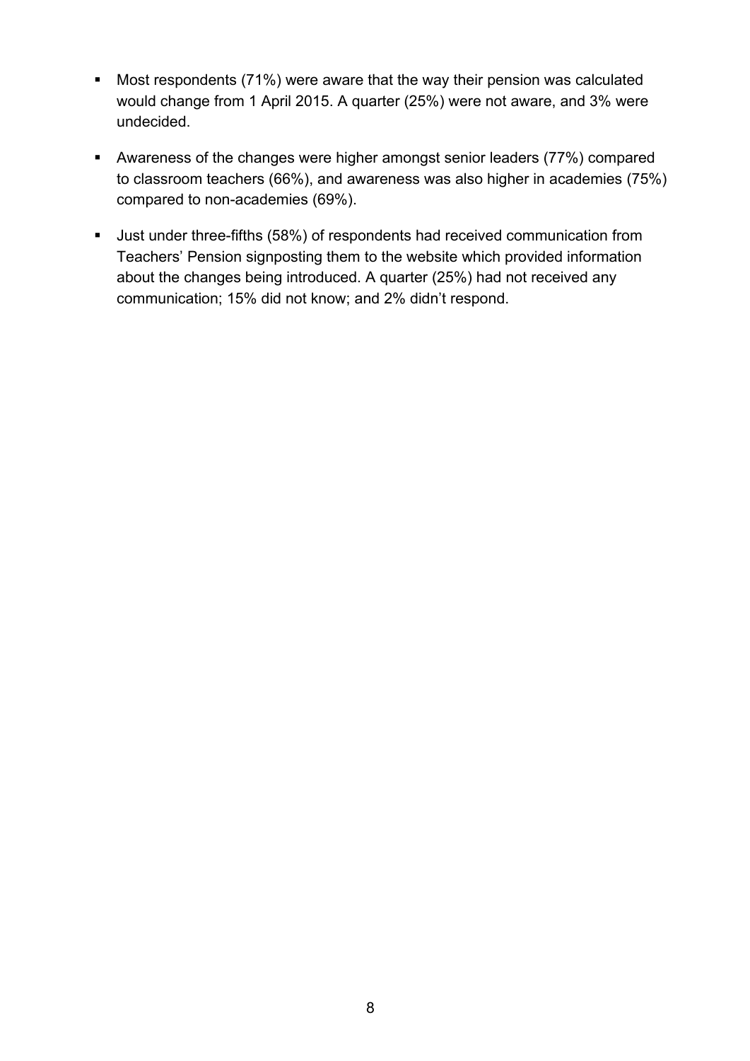- Most respondents (71%) were aware that the way their pension was calculated would change from 1 April 2015. A quarter (25%) were not aware, and 3% were undecided.
- Awareness of the changes were higher amongst senior leaders (77%) compared to classroom teachers (66%), and awareness was also higher in academies (75%) compared to non-academies (69%).
- Just under three-fifths (58%) of respondents had received communication from Teachers' Pension signposting them to the website which provided information about the changes being introduced. A quarter (25%) had not received any communication; 15% did not know; and 2% didn't respond.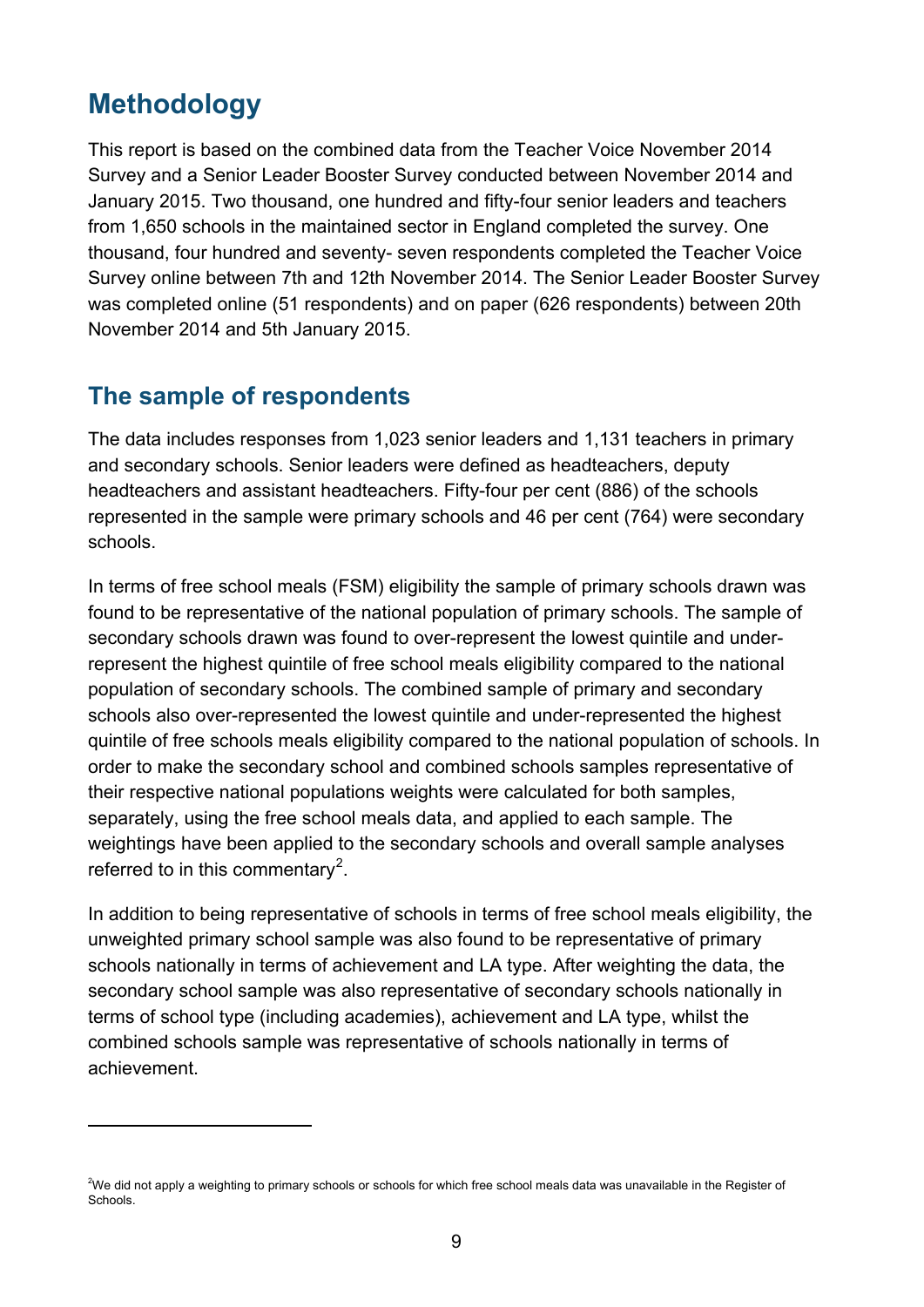## Methodology

This report is based on the combined data from the Teacher Voice November 2014 Survey and a Senior Leader Booster Survey conducted between November 2014 and January 2015. Two thousand, one hundred and fifty-four senior leaders and teachers from 1,650 schools in the maintained sector in England completed the survey. One thousand, four hundred and seventy- seven respondents completed the Teacher Voice Survey online between 7th and 12th November 2014. The Senior Leader Booster Survey was completed online (51 respondents) and on paper (626 respondents) between 20th November 2014 and 5th January 2015.

### The sample of respondents

The data includes responses from 1,023 senior leaders and 1,131 teachers in primary and secondary schools. Senior leaders were defined as headteachers, deputy headteachers and assistant headteachers. Fifty-four per cent (886) of the schools represented in the sample were primary schools and 46 per cent (764) were secondary schools.

In terms of free school meals (FSM) eligibility the sample of primary schools drawn was found to be representative of the national population of primary schools. The sample of secondary schools drawn was found to over-represent the lowest quintile and under-represent the highest quintile of free school meals eligibility compared to the national population of secondary schools. The combined sample of primary and secondary schools also over-represented the lowest quintile and under-represented the highest quintile of free schools meals eligibility compared to the national population of schools. In order to make the secondary school and combined schools samples representative of their respective national populations weights were calculated for both samples, separately, using the free school meals data, and applied to each sample. The weightings have been applied to the secondary schools and overall sample analyses referred to in this commentary[2].

In addition to being representative of schools in terms of free school meals eligibility, the unweighted primary school sample was also found to be representative of primary schools nationally in terms of achievement and LA type. After weighting the data, the secondary school sample was also representative of secondary schools nationally in terms of school type (including academies), achievement and LA type, whilst the combined schools sample was representative of schools nationally in terms of achievement.

---

[2] We did not apply a weighting to primary schools or schools for which free school meals data was unavailable in the Register of Schools.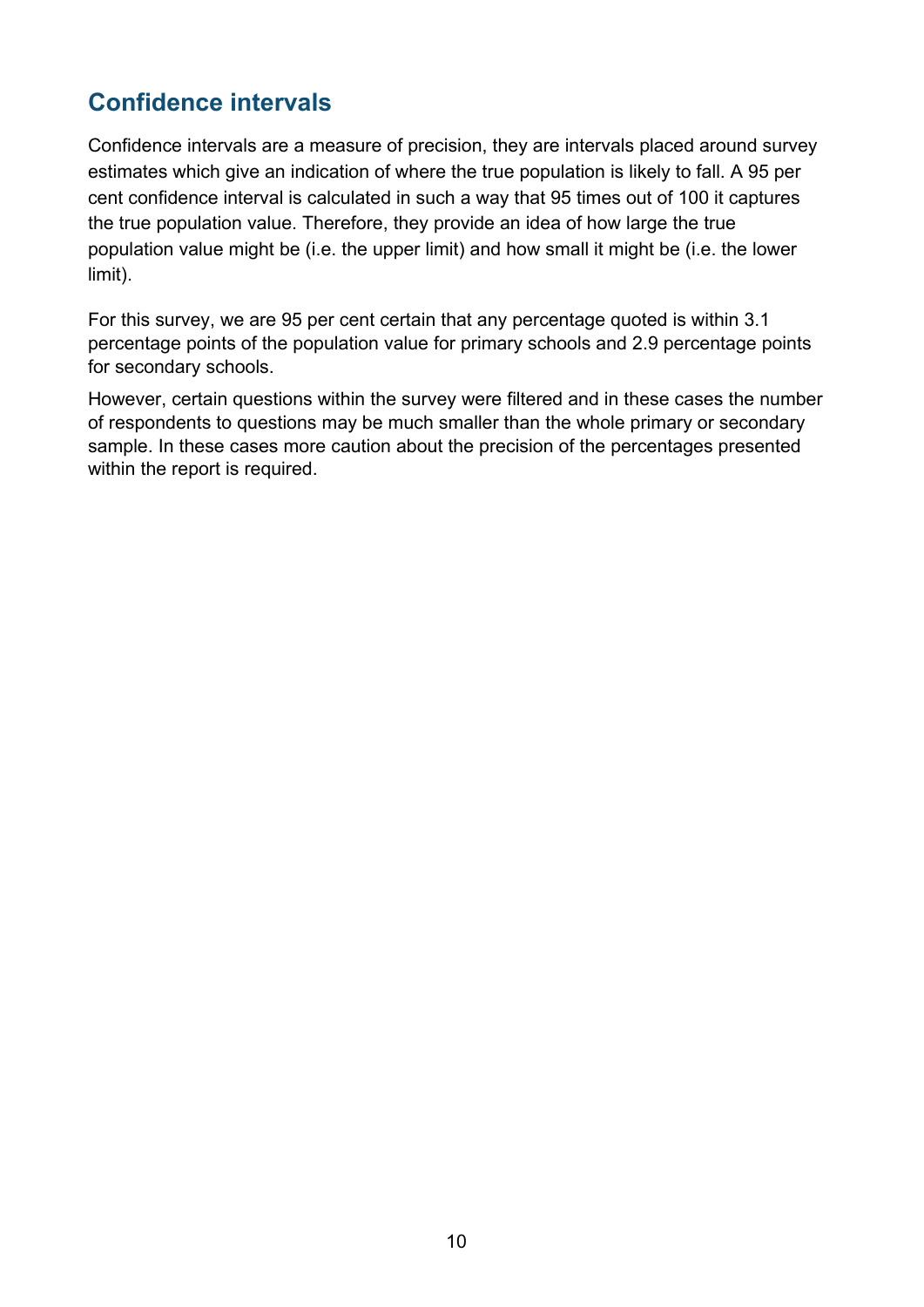## Confidence intervals

Confidence intervals are a measure of precision, they are intervals placed around survey estimates which give an indication of where the true population is likely to fall. A 95 per cent confidence interval is calculated in such a way that 95 times out of 100 it captures the true population value. Therefore, they provide an idea of how large the true population value might be (i.e. the upper limit) and how small it might be (i.e. the lower limit).

For this survey, we are 95 per cent certain that any percentage quoted is within 3.1 percentage points of the population value for primary schools and 2.9 percentage points for secondary schools.

However, certain questions within the survey were filtered and in these cases the number of respondents to questions may be much smaller than the whole primary or secondary sample. In these cases more caution about the precision of the percentages presented within the report is required.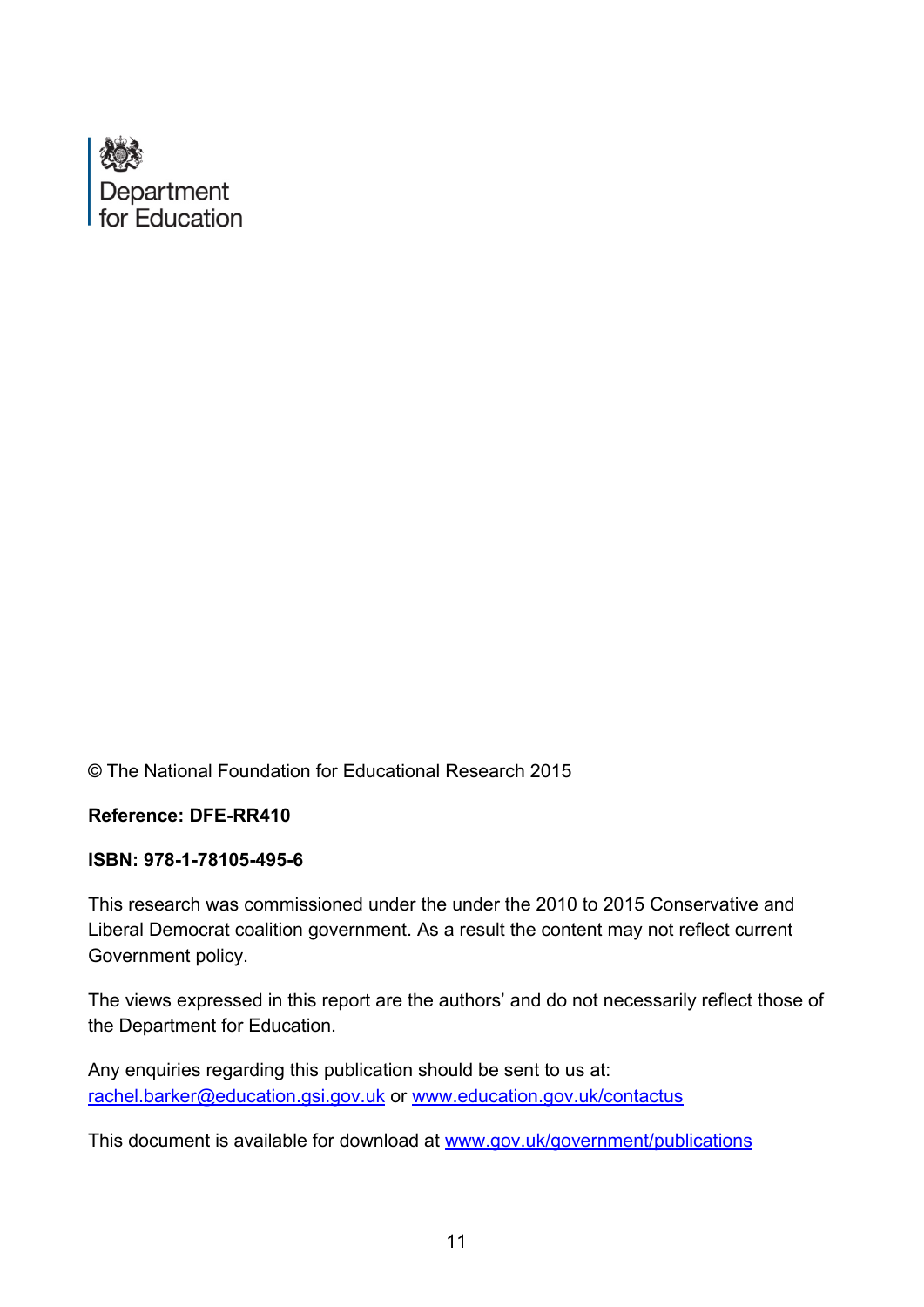Department for Education

© The National Foundation for Educational Research 2015

**Reference: DFE-RR410**

**ISBN: 978-1-78105-495-6**

This research was commissioned under the under the 2010 to 2015 Conservative and Liberal Democrat coalition government. As a result the content may not reflect current Government policy.

The views expressed in this report are the authors' and do not necessarily reflect those of the Department for Education.

Any enquiries regarding this publication should be sent to us at: rachel.barker@education.gsi.gov.uk or www.education.gov.uk/contactus

This document is available for download at www.gov.uk/government/publications